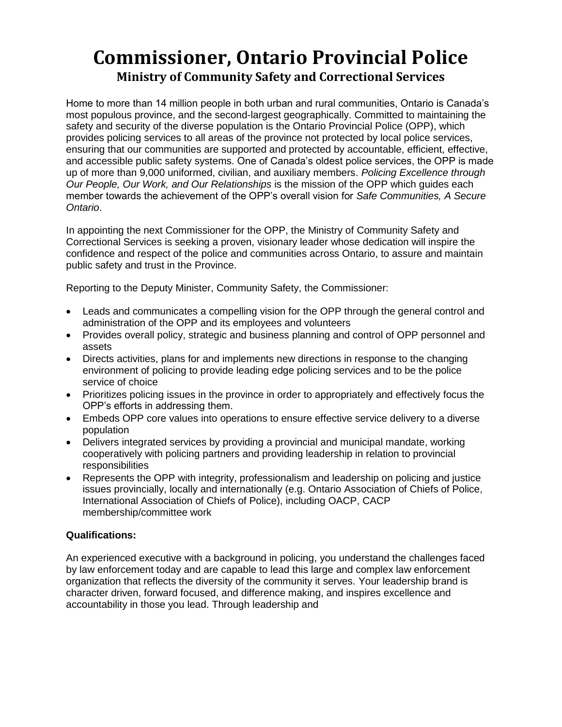# Commissioner, Ontario Provincial Police

## Ministry of Community Safety and Correctional Services

Home to more than 14 million people in both urban and rural communities, Ontario is Canada's most populous province, and the second-largest geographically. Committed to maintaining the safety and security of the diverse population is the Ontario Provincial Police (OPP), which provides policing services to all areas of the province not protected by local police services, ensuring that our communities are supported and protected by accountable, efficient, effective, and accessible public safety systems. One of Canada's oldest police services, the OPP is made up of more than 9,000 uniformed, civilian, and auxiliary members. *Policing Excellence through Our People, Our Work, and Our Relationships* is the mission of the OPP which guides each member towards the achievement of the OPP's overall vision for *Safe Communities, A Secure Ontario*.

In appointing the next Commissioner for the OPP, the Ministry of Community Safety and Correctional Services is seeking a proven, visionary leader whose dedication will inspire the confidence and respect of the police and communities across Ontario, to assure and maintain public safety and trust in the Province.

Reporting to the Deputy Minister, Community Safety, the Commissioner:

- Leads and communicates a compelling vision for the OPP through the general control and administration of the OPP and its employees and volunteers
- Provides overall policy, strategic and business planning and control of OPP personnel and assets
- Directs activities, plans for and implements new directions in response to the changing environment of policing to provide leading edge policing services and to be the police service of choice
- Prioritizes policing issues in the province in order to appropriately and effectively focus the OPP's efforts in addressing them.
- Embeds OPP core values into operations to ensure effective service delivery to a diverse population
- Delivers integrated services by providing a provincial and municipal mandate, working cooperatively with policing partners and providing leadership in relation to provincial responsibilities
- Represents the OPP with integrity, professionalism and leadership on policing and justice issues provincially, locally and internationally (e.g. Ontario Association of Chiefs of Police, International Association of Chiefs of Police), including OACP, CACP membership/committee work

**Qualifications:**

An experienced executive with a background in policing, you understand the challenges faced by law enforcement today and are capable to lead this large and complex law enforcement organization that reflects the diversity of the community it serves. Your leadership brand is character driven, forward focused, and difference making, and inspires excellence and accountability in those you lead. Through leadership and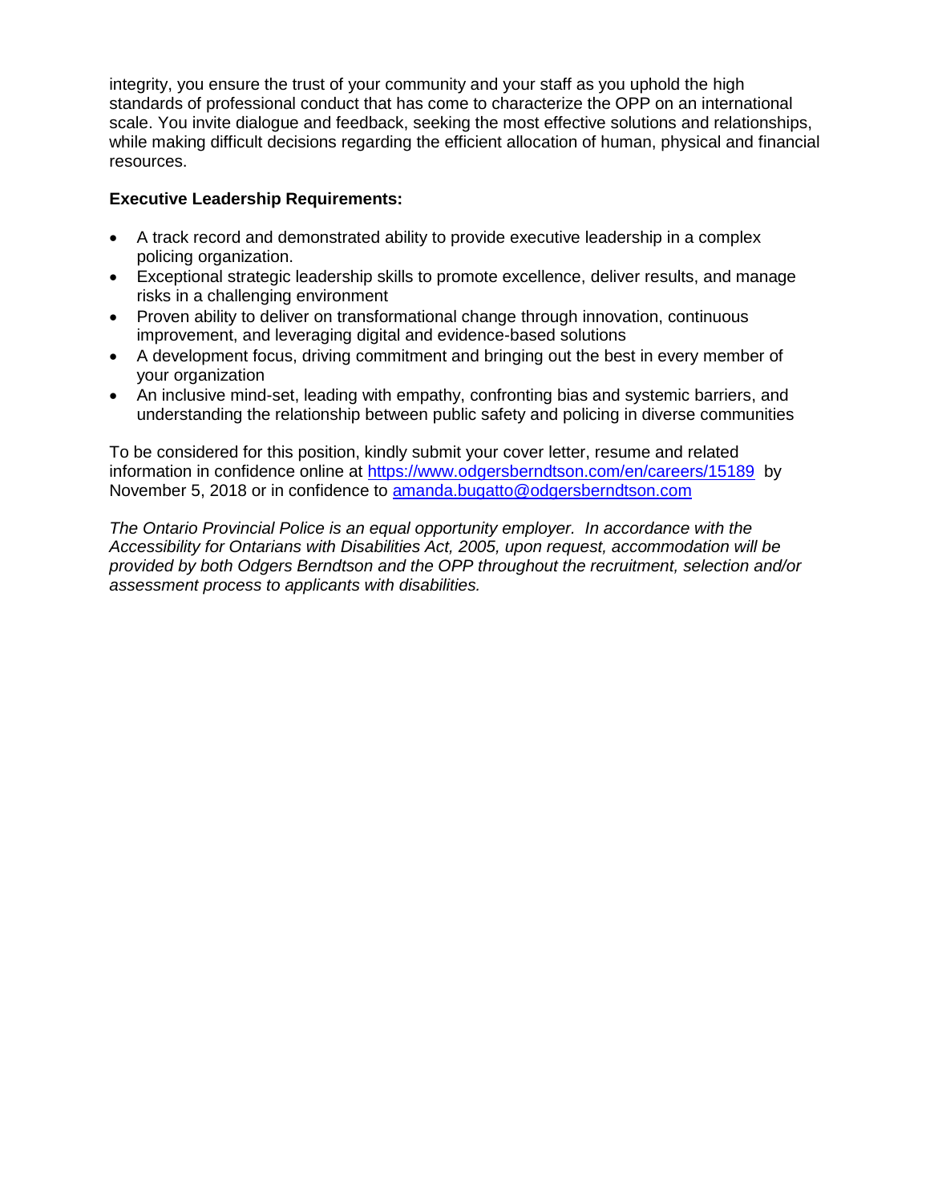integrity, you ensure the trust of your community and your staff as you uphold the high standards of professional conduct that has come to characterize the OPP on an international scale. You invite dialogue and feedback, seeking the most effective solutions and relationships, while making difficult decisions regarding the efficient allocation of human, physical and financial resources.

**Executive Leadership Requirements:**

- A track record and demonstrated ability to provide executive leadership in a complex policing organization.
- Exceptional strategic leadership skills to promote excellence, deliver results, and manage risks in a challenging environment
- Proven ability to deliver on transformational change through innovation, continuous improvement, and leveraging digital and evidence-based solutions
- A development focus, driving commitment and bringing out the best in every member of your organization
- An inclusive mind-set, leading with empathy, confronting bias and systemic barriers, and understanding the relationship between public safety and policing in diverse communities

To be considered for this position, kindly submit your cover letter, resume and related information in confidence online at https://www.odgersberndtson.com/en/careers/15189 by November 5, 2018 or in confidence to amanda.bugatto@odgersberndtson.com

*The Ontario Provincial Police is an equal opportunity employer. In accordance with the Accessibility for Ontarians with Disabilities Act, 2005, upon request, accommodation will be provided by both Odgers Berndtson and the OPP throughout the recruitment, selection and/or assessment process to applicants with disabilities.*